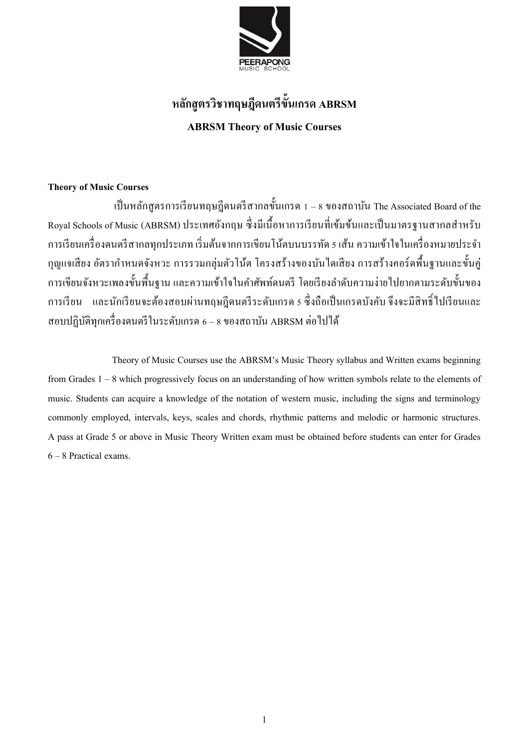# หลักสูตรวิชาทฤษฎีดนตรีขั้นเกรด ABRSM

## ABRSM Theory of Music Courses

**Theory of Music Courses**

เป็นหลักสูตรการเรียนทฤษฎีดนตรีสากลขั้นเกรด 1 – 8 ของสถาบัน The Associated Board of the Royal Schools of Music (ABRSM) ประเทศอังกฤษ ซึ่งมีเนื้อหาการเรียนที่เข้มข้นและเป็นมาตรฐานสากลสำหรับการเรียนเครื่องดนตรีสากลทุกประเภท เริ่มต้นจากการเขียนโน้ตบนบรรทัด 5 เส้น ความเข้าใจในเครื่องหมายประจำกุญแจเสียง อัตรากำหนดจังหวะ การรวมกลุ่มตัวโน้ต โครงสร้างของบันไดเสียง การสร้างคอร์ดพื้นฐานและขั้นคู่ การเขียนจังหวะเพลงขั้นพื้นฐาน และความเข้าใจในคำศัพท์ดนตรี โดยเรียงลำดับความง่ายไปยากตามระดับขั้นของการเรียน และนักเรียนจะต้องสอบผ่านทฤษฎีดนตรีระดับเกรด 5 ซึ่งถือเป็นเกรดบังคับ จึงจะมีสิทธิ์ไปเรียนและสอบปฏิบัติทุกเครื่องดนตรีในระดับเกรด 6 – 8 ของสถาบัน ABRSM ต่อไปได้

Theory of Music Courses use the ABRSM's Music Theory syllabus and Written exams beginning from Grades 1 – 8 which progressively focus on an understanding of how written symbols relate to the elements of music. Students can acquire a knowledge of the notation of western music, including the signs and terminology commonly employed, intervals, keys, scales and chords, rhythmic patterns and melodic or harmonic structures. A pass at Grade 5 or above in Music Theory Written exam must be obtained before students can enter for Grades 6 – 8 Practical exams.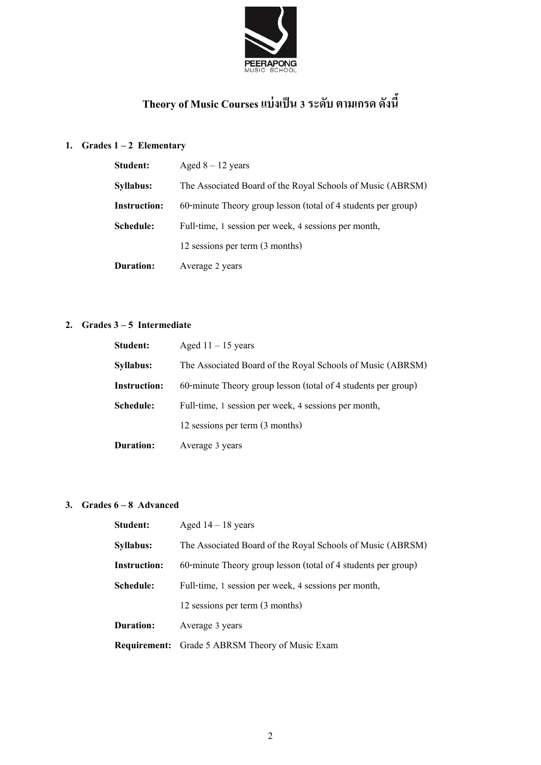PEERAPONG
MUSIC SCHOOL

# Theory of Music Courses แบ่งเป็น 3 ระดับ ตามเกรด ดังนี้

## 1. Grades 1 – 2 Elementary

| | |
|---|---|
| **Student:** | Aged 8 – 12 years |
| **Syllabus:** | The Associated Board of the Royal Schools of Music (ABRSM) |
| **Instruction:** | 60-minute Theory group lesson (total of 4 students per group) |
| **Schedule:** | Full-time, 1 session per week, 4 sessions per month, 12 sessions per term (3 months) |
| **Duration:** | Average 2 years |

## 2. Grades 3 – 5 Intermediate

| | |
|---|---|
| **Student:** | Aged 11 – 15 years |
| **Syllabus:** | The Associated Board of the Royal Schools of Music (ABRSM) |
| **Instruction:** | 60-minute Theory group lesson (total of 4 students per group) |
| **Schedule:** | Full-time, 1 session per week, 4 sessions per month, 12 sessions per term (3 months) |
| **Duration:** | Average 3 years |

## 3. Grades 6 – 8 Advanced

| | |
|---|---|
| **Student:** | Aged 14 – 18 years |
| **Syllabus:** | The Associated Board of the Royal Schools of Music (ABRSM) |
| **Instruction:** | 60-minute Theory group lesson (total of 4 students per group) |
| **Schedule:** | Full-time, 1 session per week, 4 sessions per month, 12 sessions per term (3 months) |
| **Duration:** | Average 3 years |
| **Requirement:** | Grade 5 ABRSM Theory of Music Exam |